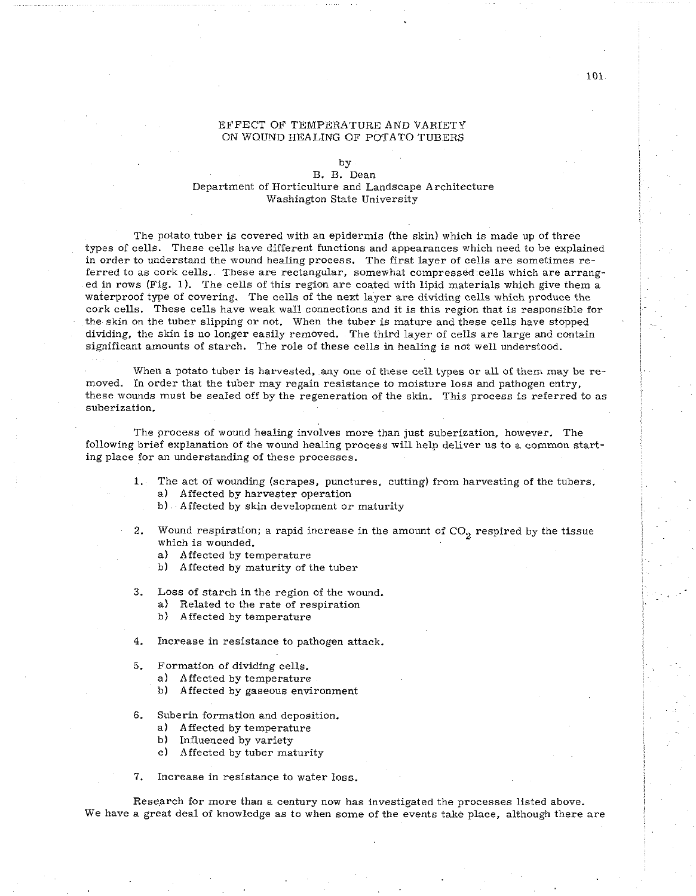# EFFECT OF TEMPERATURE AND VARIETY ON WOUND HEALING OF POTATO TUBERS

by

B. B. Dean
Department of Horticulture and Landscape Architecture
Washington State University

The potato tuber is covered with an epidermis (the skin) which is made up of three types of cells. These cells have different functions and appearances which need to be explained in order to understand the wound healing process. The first layer of cells are sometimes referred to as cork cells. These are rectangular, somewhat compressed cells which are arranged in rows (Fig. 1). The cells of this region are coated with lipid materials which give them a waterproof type of covering. The cells of the next layer are dividing cells which produce the cork cells. These cells have weak wall connections and it is this region that is responsible for the skin on the tuber slipping or not. When the tuber is mature and these cells have stopped dividing, the skin is no longer easily removed. The third layer of cells are large and contain significant amounts of starch. The role of these cells in healing is not well understood.

When a potato tuber is harvested, any one of these cell types or all of them may be removed. In order that the tuber may regain resistance to moisture loss and pathogen entry, these wounds must be sealed off by the regeneration of the skin. This process is referred to as suberization.

The process of wound healing involves more than just suberization, however. The following brief explanation of the wound healing process will help deliver us to a common starting place for an understanding of these processes.

1. The act of wounding (scrapes, punctures, cutting) from harvesting of the tubers.
   a) Affected by harvester operation
   b) Affected by skin development or maturity

2. Wound respiration; a rapid increase in the amount of $CO_2$ respired by the tissue which is wounded.
   a) Affected by temperature
   b) Affected by maturity of the tuber

3. Loss of starch in the region of the wound.
   a) Related to the rate of respiration
   b) Affected by temperature

4. Increase in resistance to pathogen attack.

5. Formation of dividing cells.
   a) Affected by temperature
   b) Affected by gaseous environment

6. Suberin formation and deposition.
   a) Affected by temperature
   b) Influenced by variety
   c) Affected by tuber maturity

7. Increase in resistance to water loss.

Research for more than a century now has investigated the processes listed above. We have a great deal of knowledge as to when some of the events take place, although there are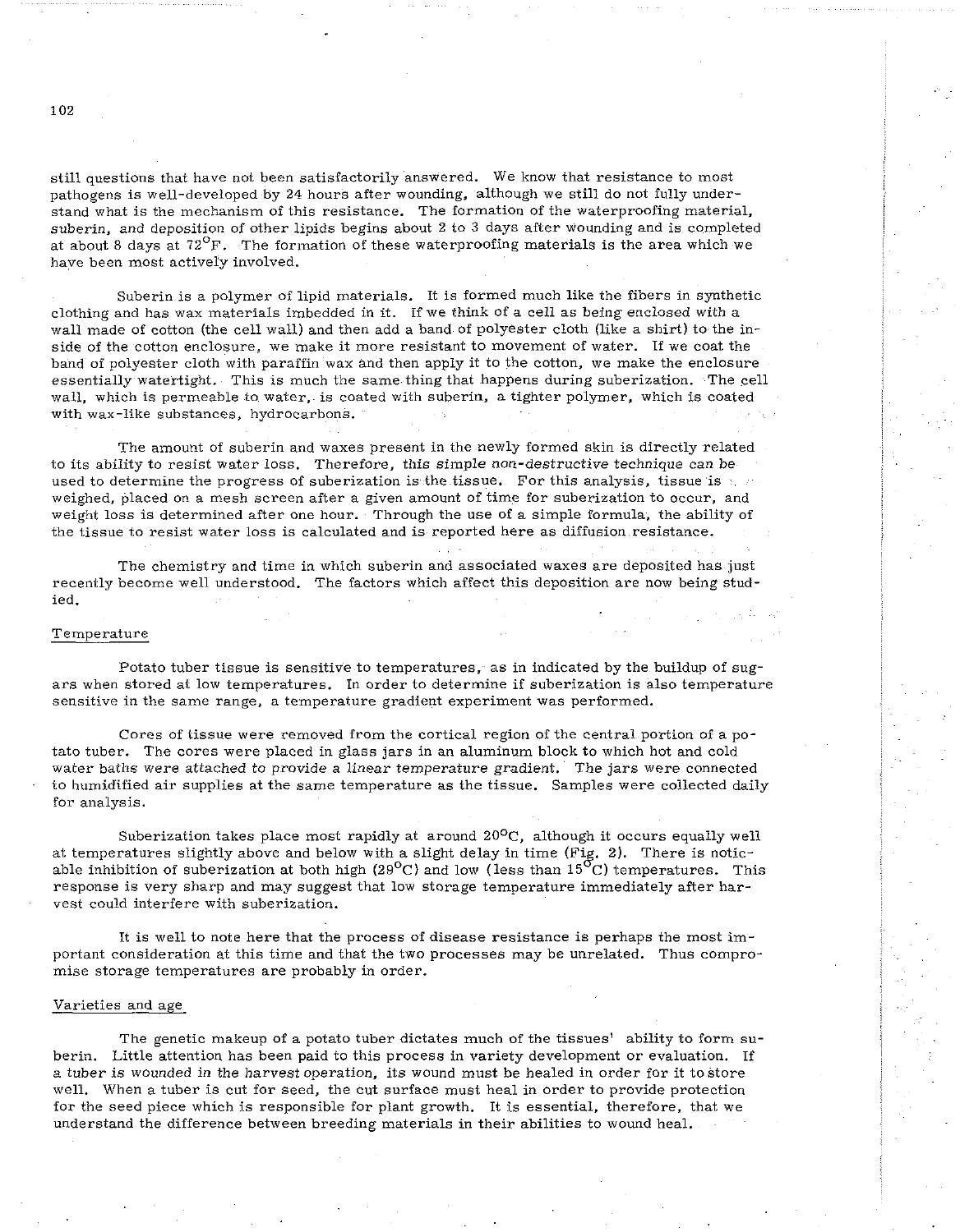still questions that have not been satisfactorily answered. We know that resistance to most pathogens is well-developed by 24 hours after wounding, although we still do not fully understand what is the mechanism of this resistance. The formation of the waterproofing material, suberin, and deposition of other lipids begins about 2 to 3 days after wounding and is completed at about 8 days at 72°F. The formation of these waterproofing materials is the area which we have been most actively involved.

Suberin is a polymer of lipid materials. It is formed much like the fibers in synthetic clothing and has wax materials imbedded in it. If we think of a cell as being enclosed with a wall made of cotton (the cell wall) and then add a band of polyester cloth (like a shirt) to the inside of the cotton enclosure, we make it more resistant to movement of water. If we coat the band of polyester cloth with paraffin wax and then apply it to the cotton, we make the enclosure essentially watertight. This is much the same thing that happens during suberization. The cell wall, which is permeable to water, is coated with suberin, a tighter polymer, which is coated with wax-like substances, hydrocarbons.

The amount of suberin and waxes present in the newly formed skin is directly related to its ability to resist water loss. Therefore, this simple non-destructive technique can be used to determine the progress of suberization is the tissue. For this analysis, tissue is weighed, placed on a mesh screen after a given amount of time for suberization to occur, and weight loss is determined after one hour. Through the use of a simple formula, the ability of the tissue to resist water loss is calculated and is reported here as diffusion resistance.

The chemistry and time in which suberin and associated waxes are deposited has just recently become well understood. The factors which affect this deposition are now being studied.

## Temperature

Potato tuber tissue is sensitive to temperatures, as in indicated by the buildup of sugars when stored at low temperatures. In order to determine if suberization is also temperature sensitive in the same range, a temperature gradient experiment was performed.

Cores of tissue were removed from the cortical region of the central portion of a potato tuber. The cores were placed in glass jars in an aluminum block to which hot and cold water baths were attached to provide a linear temperature gradient. The jars were connected to humidified air supplies at the same temperature as the tissue. Samples were collected daily for analysis.

Suberization takes place most rapidly at around 20°C, although it occurs equally well at temperatures slightly above and below with a slight delay in time (Fig. 2). There is noticable inhibition of suberization at both high (29°C) and low (less than 15°C) temperatures. This response is very sharp and may suggest that low storage temperature immediately after harvest could interfere with suberization.

It is well to note here that the process of disease resistance is perhaps the most important consideration at this time and that the two processes may be unrelated. Thus compromise storage temperatures are probably in order.

## Varieties and age

The genetic makeup of a potato tuber dictates much of the tissues' ability to form suberin. Little attention has been paid to this process in variety development or evaluation. If a tuber is wounded in the harvest operation, its wound must be healed in order for it to store well. When a tuber is cut for seed, the cut surface must heal in order to provide protection for the seed piece which is responsible for plant growth. It is essential, therefore, that we understand the difference between breeding materials in their abilities to wound heal.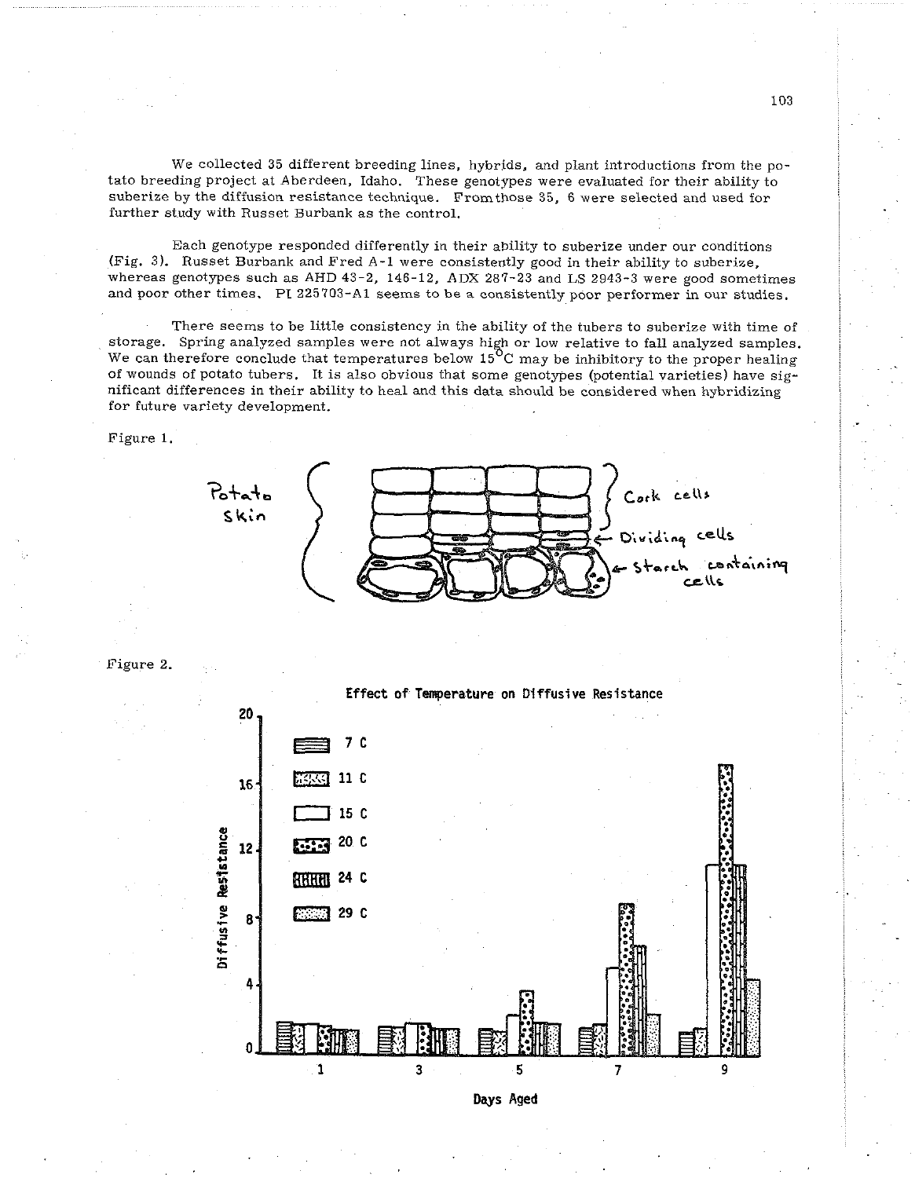We collected 35 different breeding lines, hybrids, and plant introductions from the potato breeding project at Aberdeen, Idaho. These genotypes were evaluated for their ability to suberize by the diffusion resistance technique. From those 35, 6 were selected and used for further study with Russet Burbank as the control.

Each genotype responded differently in their ability to suberize under our conditions (Fig. 3). Russet Burbank and Fred A-1 were consistently good in their ability to suberize, whereas genotypes such as AHD 43-2, 146-12, ADX 287-23 and LS 2943-3 were good sometimes and poor other times. PI 225703-A1 seems to be a consistently poor performer in our studies.

There seems to be little consistency in the ability of the tubers to suberize with time of storage. Spring analyzed samples were not always high or low relative to fall analyzed samples. We can therefore conclude that temperatures below 15°C may be inhibitory to the proper healing of wounds of potato tubers. It is also obvious that some genotypes (potential varieties) have significant differences in their ability to heal and this data should be considered when hybridizing for future variety development.

Figure 1.

Potato skin — Cork cells — Dividing cells — Starch containing cells

Figure 2.

Effect of Temperature on Diffusive Resistance

Legend: 7 C, 11 C, 15 C, 20 C, 24 C, 29 C

Y-axis: Diffusive Resistance (0–20); X-axis: Days Aged (1, 3, 5, 7, 9)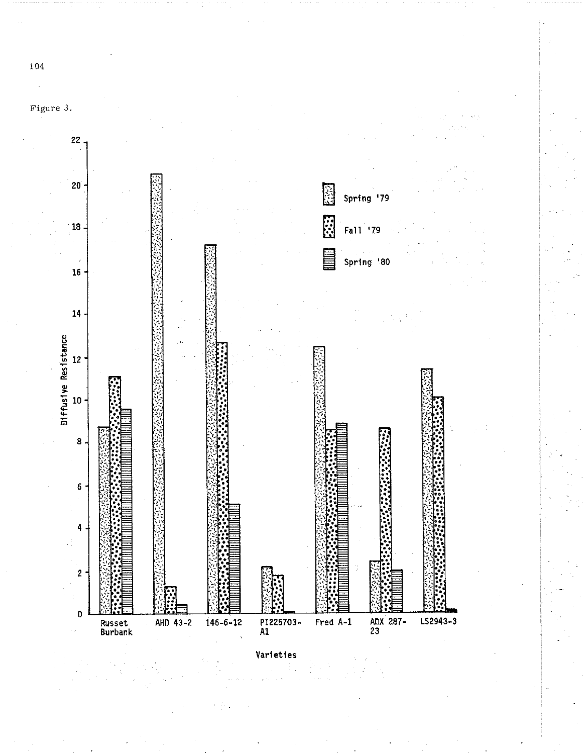Figure 3.

22
20
18
16
14
12
10
8
6
4
2
0

Diffusive Resistance

Spring '79

Fall '79

Spring '80

Russet Burbank

AHD 43-2

146-6-12

PI225703-A1

Fred A-1

ADX 287-23

LS2943-3

Varieties